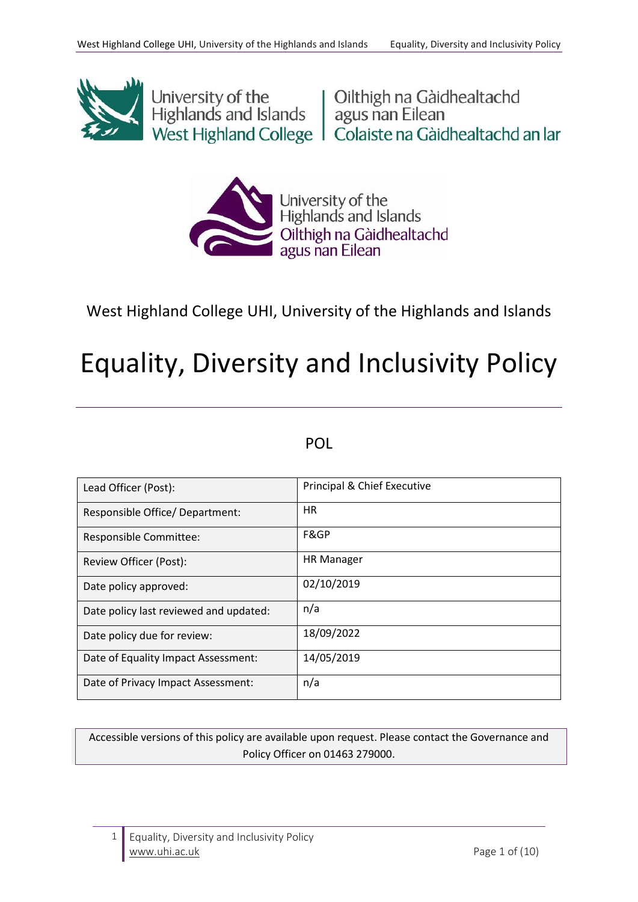University of the Highlands and Islands West Highland College | Oilthigh na Gàidhealtachd agus nan Eilean Colaiste na Gàidhealtachd an Iar

University of the Highlands and Islands Oilthigh na Gàidhealtachd agus nan Eilean

West Highland College UHI, University of the Highlands and Islands

# Equality, Diversity and Inclusivity Policy

POL

| Lead Officer (Post): | Principal & Chief Executive |
|---|---|
| Responsible Office/ Department: | HR |
| Responsible Committee: | F&GP |
| Review Officer (Post): | HR Manager |
| Date policy approved: | 02/10/2019 |
| Date policy last reviewed and updated: | n/a |
| Date policy due for review: | 18/09/2022 |
| Date of Equality Impact Assessment: | 14/05/2019 |
| Date of Privacy Impact Assessment: | n/a |

Accessible versions of this policy are available upon request. Please contact the Governance and Policy Officer on 01463 279000.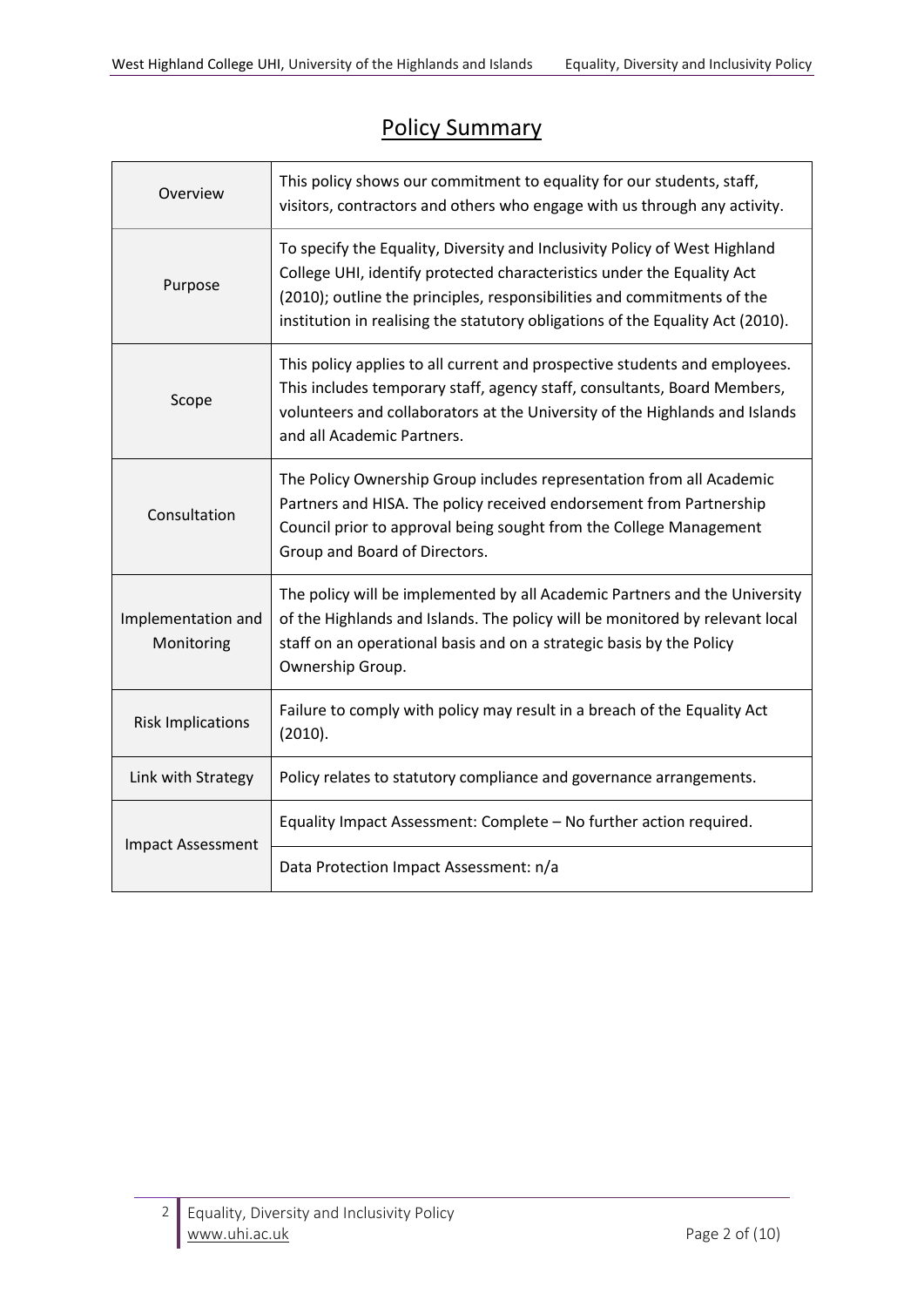## Policy Summary

| | |
|---|---|
| Overview | This policy shows our commitment to equality for our students, staff, visitors, contractors and others who engage with us through any activity. |
| Purpose | To specify the Equality, Diversity and Inclusivity Policy of West Highland College UHI, identify protected characteristics under the Equality Act (2010); outline the principles, responsibilities and commitments of the institution in realising the statutory obligations of the Equality Act (2010). |
| Scope | This policy applies to all current and prospective students and employees. This includes temporary staff, agency staff, consultants, Board Members, volunteers and collaborators at the University of the Highlands and Islands and all Academic Partners. |
| Consultation | The Policy Ownership Group includes representation from all Academic Partners and HISA. The policy received endorsement from Partnership Council prior to approval being sought from the College Management Group and Board of Directors. |
| Implementation and Monitoring | The policy will be implemented by all Academic Partners and the University of the Highlands and Islands. The policy will be monitored by relevant local staff on an operational basis and on a strategic basis by the Policy Ownership Group. |
| Risk Implications | Failure to comply with policy may result in a breach of the Equality Act (2010). |
| Link with Strategy | Policy relates to statutory compliance and governance arrangements. |
| Impact Assessment | Equality Impact Assessment: Complete – No further action required. |
| | Data Protection Impact Assessment: n/a |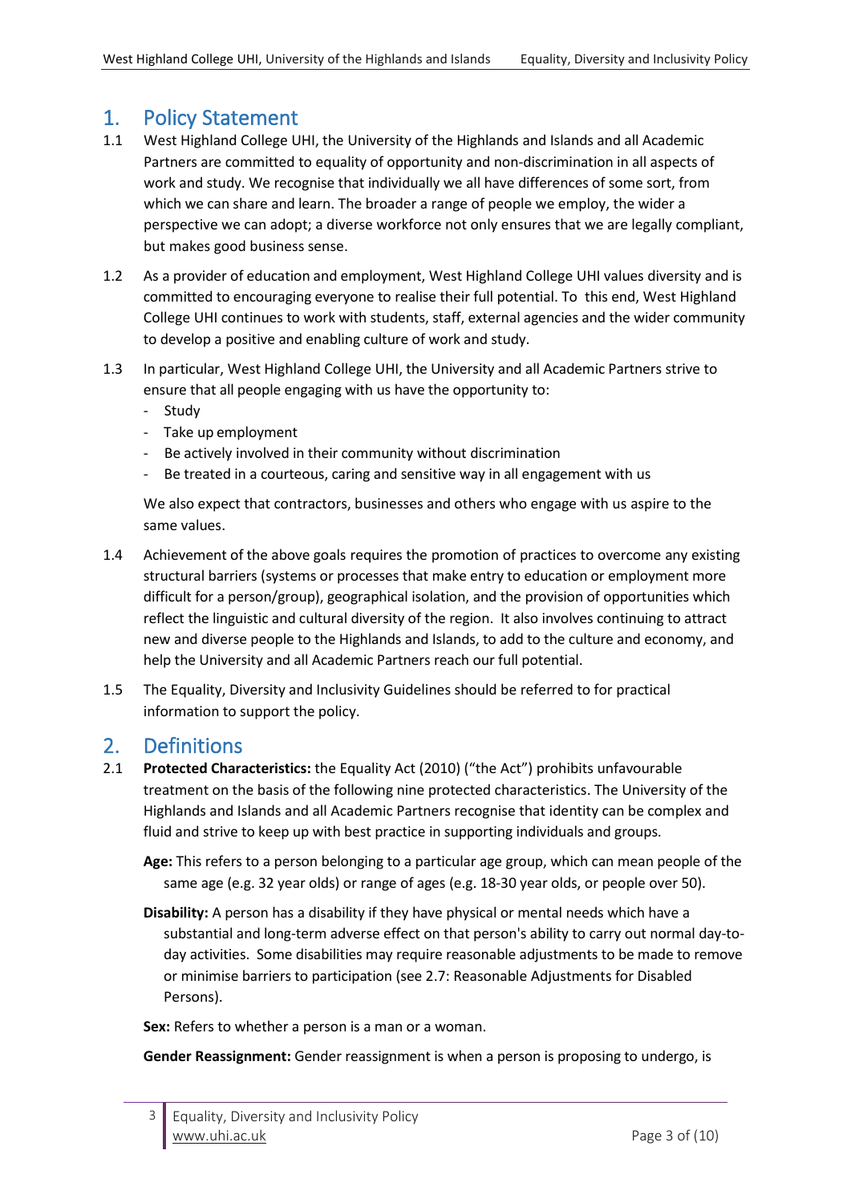## 1. Policy Statement

1.1 West Highland College UHI, the University of the Highlands and Islands and all Academic Partners are committed to equality of opportunity and non-discrimination in all aspects of work and study. We recognise that individually we all have differences of some sort, from which we can share and learn. The broader a range of people we employ, the wider a perspective we can adopt; a diverse workforce not only ensures that we are legally compliant, but makes good business sense.

1.2 As a provider of education and employment, West Highland College UHI values diversity and is committed to encouraging everyone to realise their full potential. To this end, West Highland College UHI continues to work with students, staff, external agencies and the wider community to develop a positive and enabling culture of work and study.

1.3 In particular, West Highland College UHI, the University and all Academic Partners strive to ensure that all people engaging with us have the opportunity to:

- Study
- Take up employment
- Be actively involved in their community without discrimination
- Be treated in a courteous, caring and sensitive way in all engagement with us

We also expect that contractors, businesses and others who engage with us aspire to the same values.

1.4 Achievement of the above goals requires the promotion of practices to overcome any existing structural barriers (systems or processes that make entry to education or employment more difficult for a person/group), geographical isolation, and the provision of opportunities which reflect the linguistic and cultural diversity of the region. It also involves continuing to attract new and diverse people to the Highlands and Islands, to add to the culture and economy, and help the University and all Academic Partners reach our full potential.

1.5 The Equality, Diversity and Inclusivity Guidelines should be referred to for practical information to support the policy.

## 2. Definitions

2.1 **Protected Characteristics:** the Equality Act (2010) ("the Act") prohibits unfavourable treatment on the basis of the following nine protected characteristics. The University of the Highlands and Islands and all Academic Partners recognise that identity can be complex and fluid and strive to keep up with best practice in supporting individuals and groups.

**Age:** This refers to a person belonging to a particular age group, which can mean people of the same age (e.g. 32 year olds) or range of ages (e.g. 18-30 year olds, or people over 50).

**Disability:** A person has a disability if they have physical or mental needs which have a substantial and long-term adverse effect on that person's ability to carry out normal day-to-day activities. Some disabilities may require reasonable adjustments to be made to remove or minimise barriers to participation (see 2.7: Reasonable Adjustments for Disabled Persons).

**Sex:** Refers to whether a person is a man or a woman.

**Gender Reassignment:** Gender reassignment is when a person is proposing to undergo, is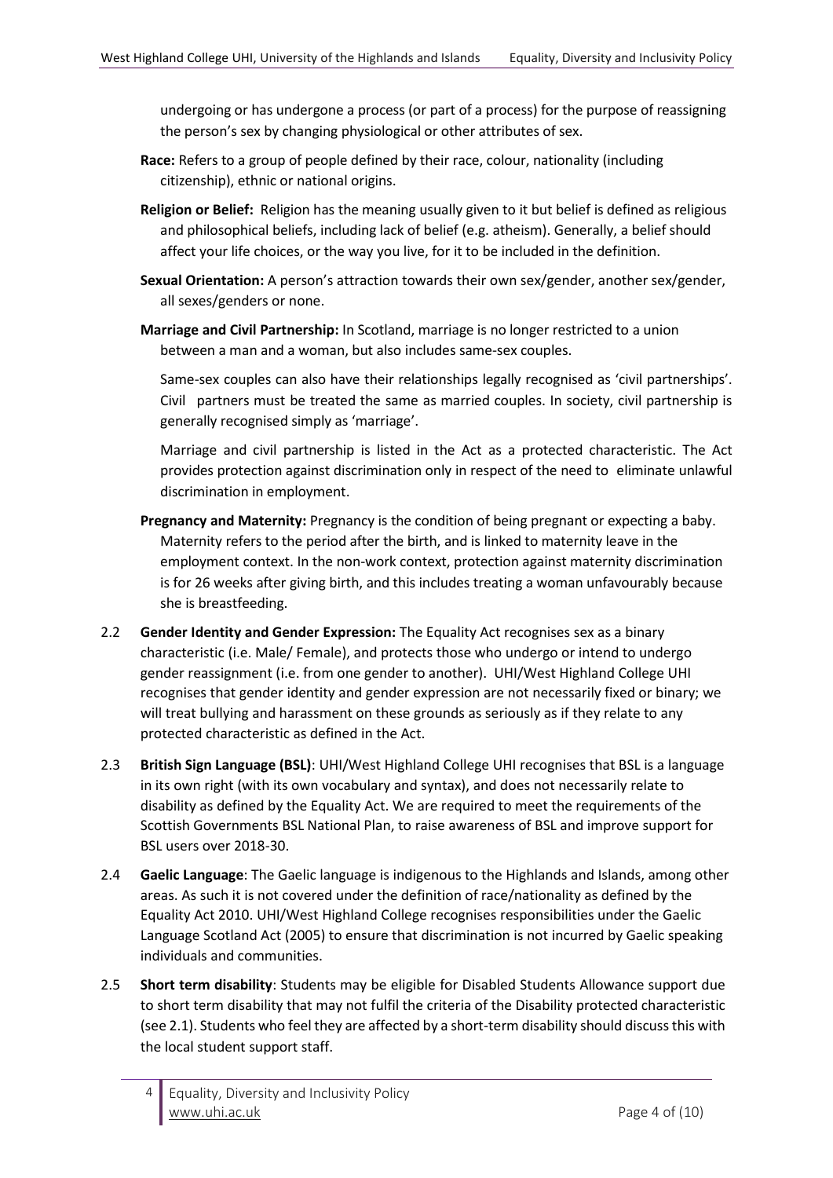undergoing or has undergone a process (or part of a process) for the purpose of reassigning the person's sex by changing physiological or other attributes of sex.

**Race:** Refers to a group of people defined by their race, colour, nationality (including citizenship), ethnic or national origins.

**Religion or Belief:** Religion has the meaning usually given to it but belief is defined as religious and philosophical beliefs, including lack of belief (e.g. atheism). Generally, a belief should affect your life choices, or the way you live, for it to be included in the definition.

**Sexual Orientation:** A person's attraction towards their own sex/gender, another sex/gender, all sexes/genders or none.

**Marriage and Civil Partnership:** In Scotland, marriage is no longer restricted to a union between a man and a woman, but also includes same-sex couples.

Same-sex couples can also have their relationships legally recognised as 'civil partnerships'. Civil partners must be treated the same as married couples. In society, civil partnership is generally recognised simply as 'marriage'.

Marriage and civil partnership is listed in the Act as a protected characteristic. The Act provides protection against discrimination only in respect of the need to eliminate unlawful discrimination in employment.

**Pregnancy and Maternity:** Pregnancy is the condition of being pregnant or expecting a baby. Maternity refers to the period after the birth, and is linked to maternity leave in the employment context. In the non-work context, protection against maternity discrimination is for 26 weeks after giving birth, and this includes treating a woman unfavourably because she is breastfeeding.

2.2 **Gender Identity and Gender Expression:** The Equality Act recognises sex as a binary characteristic (i.e. Male/ Female), and protects those who undergo or intend to undergo gender reassignment (i.e. from one gender to another). UHI/West Highland College UHI recognises that gender identity and gender expression are not necessarily fixed or binary; we will treat bullying and harassment on these grounds as seriously as if they relate to any protected characteristic as defined in the Act.

2.3 **British Sign Language (BSL)**: UHI/West Highland College UHI recognises that BSL is a language in its own right (with its own vocabulary and syntax), and does not necessarily relate to disability as defined by the Equality Act. We are required to meet the requirements of the Scottish Governments BSL National Plan, to raise awareness of BSL and improve support for BSL users over 2018-30.

2.4 **Gaelic Language**: The Gaelic language is indigenous to the Highlands and Islands, among other areas. As such it is not covered under the definition of race/nationality as defined by the Equality Act 2010. UHI/West Highland College recognises responsibilities under the Gaelic Language Scotland Act (2005) to ensure that discrimination is not incurred by Gaelic speaking individuals and communities.

2.5 **Short term disability**: Students may be eligible for Disabled Students Allowance support due to short term disability that may not fulfil the criteria of the Disability protected characteristic (see 2.1). Students who feel they are affected by a short-term disability should discuss this with the local student support staff.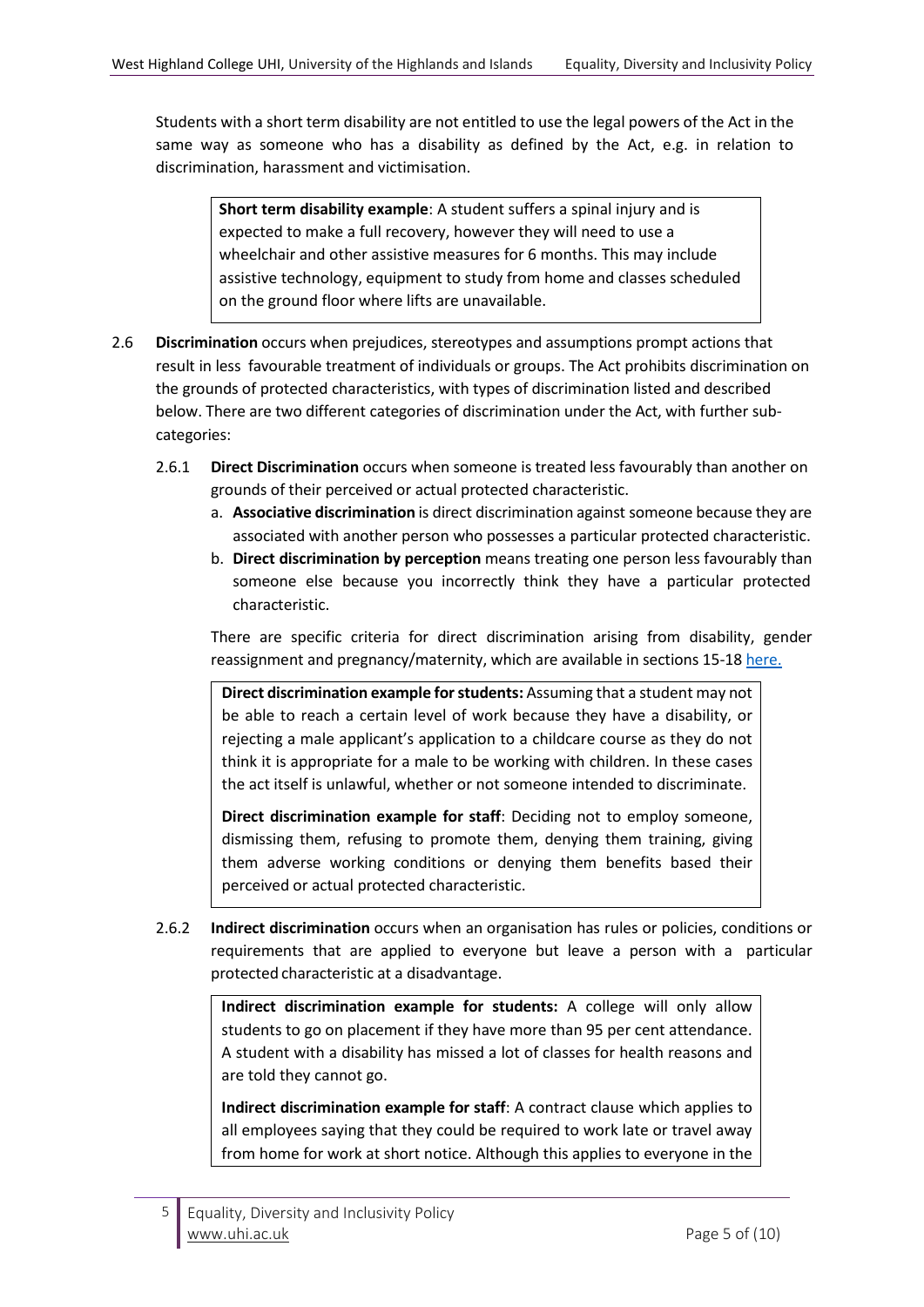Students with a short term disability are not entitled to use the legal powers of the Act in the same way as someone who has a disability as defined by the Act, e.g. in relation to discrimination, harassment and victimisation.

> **Short term disability example**: A student suffers a spinal injury and is expected to make a full recovery, however they will need to use a wheelchair and other assistive measures for 6 months. This may include assistive technology, equipment to study from home and classes scheduled on the ground floor where lifts are unavailable.

2.6 **Discrimination** occurs when prejudices, stereotypes and assumptions prompt actions that result in less favourable treatment of individuals or groups. The Act prohibits discrimination on the grounds of protected characteristics, with types of discrimination listed and described below. There are two different categories of discrimination under the Act, with further sub-categories:

2.6.1 **Direct Discrimination** occurs when someone is treated less favourably than another on grounds of their perceived or actual protected characteristic.

a. **Associative discrimination** is direct discrimination against someone because they are associated with another person who possesses a particular protected characteristic.
b. **Direct discrimination by perception** means treating one person less favourably than someone else because you incorrectly think they have a particular protected characteristic.

There are specific criteria for direct discrimination arising from disability, gender reassignment and pregnancy/maternity, which are available in sections 15-18 [here.](#)

> **Direct discrimination example for students:** Assuming that a student may not be able to reach a certain level of work because they have a disability, or rejecting a male applicant's application to a childcare course as they do not think it is appropriate for a male to be working with children. In these cases the act itself is unlawful, whether or not someone intended to discriminate.
>
> **Direct discrimination example for staff**: Deciding not to employ someone, dismissing them, refusing to promote them, denying them training, giving them adverse working conditions or denying them benefits based their perceived or actual protected characteristic.

2.6.2 **Indirect discrimination** occurs when an organisation has rules or policies, conditions or requirements that are applied to everyone but leave a person with a particular protected characteristic at a disadvantage.

> **Indirect discrimination example for students:** A college will only allow students to go on placement if they have more than 95 per cent attendance. A student with a disability has missed a lot of classes for health reasons and are told they cannot go.
>
> **Indirect discrimination example for staff**: A contract clause which applies to all employees saying that they could be required to work late or travel away from home for work at short notice. Although this applies to everyone in the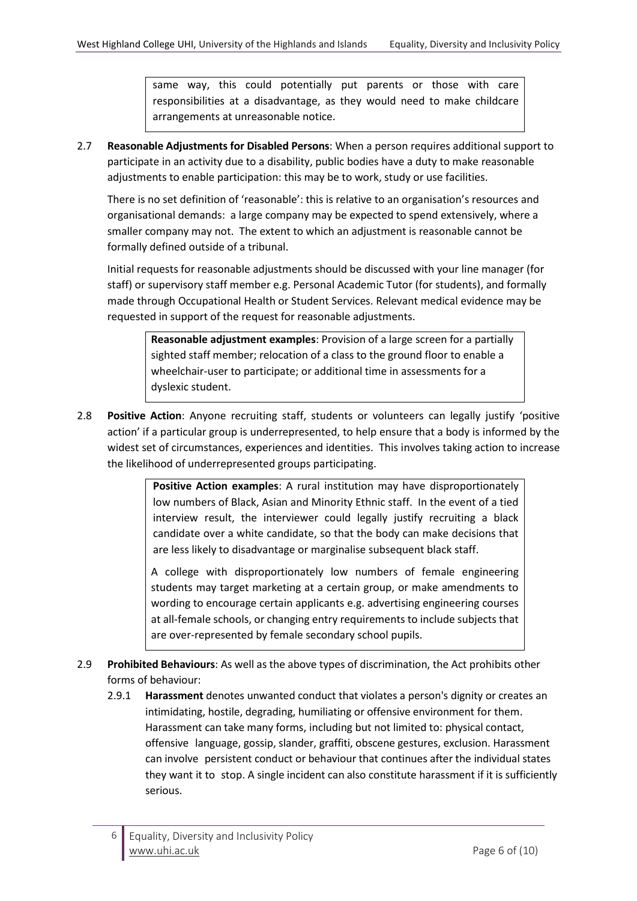same way, this could potentially put parents or those with care responsibilities at a disadvantage, as they would need to make childcare arrangements at unreasonable notice.

2.7 **Reasonable Adjustments for Disabled Persons**: When a person requires additional support to participate in an activity due to a disability, public bodies have a duty to make reasonable adjustments to enable participation: this may be to work, study or use facilities.

There is no set definition of 'reasonable': this is relative to an organisation's resources and organisational demands: a large company may be expected to spend extensively, where a smaller company may not. The extent to which an adjustment is reasonable cannot be formally defined outside of a tribunal.

Initial requests for reasonable adjustments should be discussed with your line manager (for staff) or supervisory staff member e.g. Personal Academic Tutor (for students), and formally made through Occupational Health or Student Services. Relevant medical evidence may be requested in support of the request for reasonable adjustments.

> **Reasonable adjustment examples**: Provision of a large screen for a partially sighted staff member; relocation of a class to the ground floor to enable a wheelchair-user to participate; or additional time in assessments for a dyslexic student.

2.8 **Positive Action**: Anyone recruiting staff, students or volunteers can legally justify 'positive action' if a particular group is underrepresented, to help ensure that a body is informed by the widest set of circumstances, experiences and identities. This involves taking action to increase the likelihood of underrepresented groups participating.

> **Positive Action examples**: A rural institution may have disproportionately low numbers of Black, Asian and Minority Ethnic staff. In the event of a tied interview result, the interviewer could legally justify recruiting a black candidate over a white candidate, so that the body can make decisions that are less likely to disadvantage or marginalise subsequent black staff.
>
> A college with disproportionately low numbers of female engineering students may target marketing at a certain group, or make amendments to wording to encourage certain applicants e.g. advertising engineering courses at all-female schools, or changing entry requirements to include subjects that are over-represented by female secondary school pupils.

2.9 **Prohibited Behaviours**: As well as the above types of discrimination, the Act prohibits other forms of behaviour:

2.9.1 **Harassment** denotes unwanted conduct that violates a person's dignity or creates an intimidating, hostile, degrading, humiliating or offensive environment for them. Harassment can take many forms, including but not limited to: physical contact, offensive language, gossip, slander, graffiti, obscene gestures, exclusion. Harassment can involve persistent conduct or behaviour that continues after the individual states they want it to stop. A single incident can also constitute harassment if it is sufficiently serious.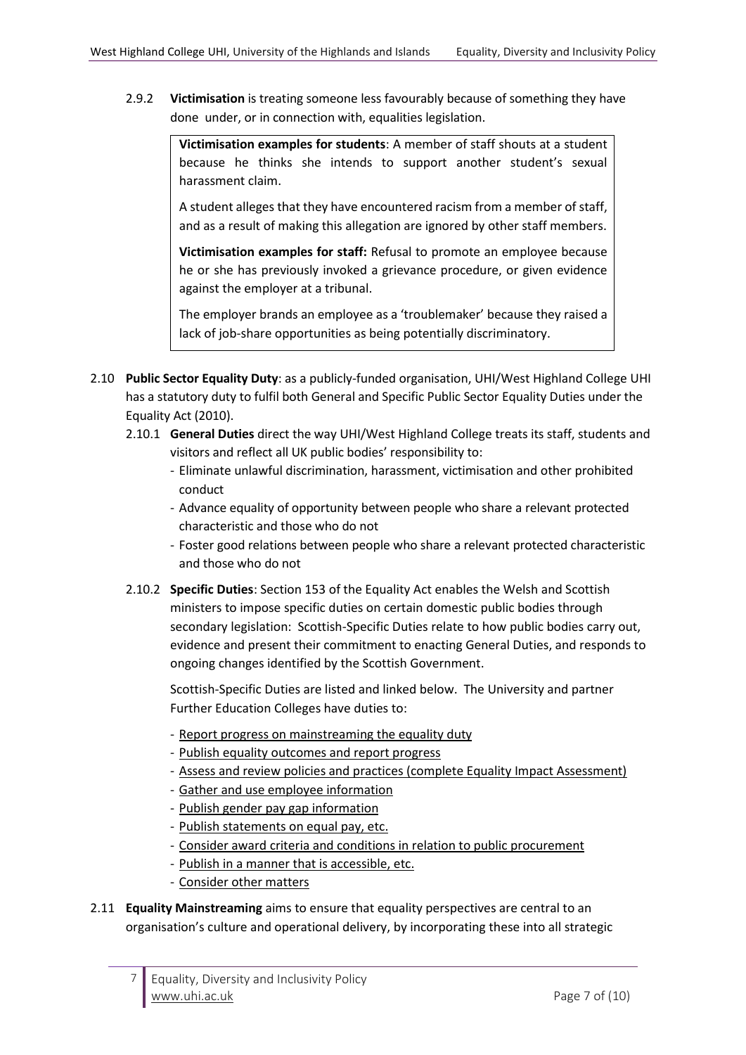2.9.2 **Victimisation** is treating someone less favourably because of something they have done under, or in connection with, equalities legislation.

> **Victimisation examples for students**: A member of staff shouts at a student because he thinks she intends to support another student's sexual harassment claim.
>
> A student alleges that they have encountered racism from a member of staff, and as a result of making this allegation are ignored by other staff members.
>
> **Victimisation examples for staff:** Refusal to promote an employee because he or she has previously invoked a grievance procedure, or given evidence against the employer at a tribunal.
>
> The employer brands an employee as a 'troublemaker' because they raised a lack of job-share opportunities as being potentially discriminatory.

2.10 **Public Sector Equality Duty**: as a publicly-funded organisation, UHI/West Highland College UHI has a statutory duty to fulfil both General and Specific Public Sector Equality Duties under the Equality Act (2010).

2.10.1 **General Duties** direct the way UHI/West Highland College treats its staff, students and visitors and reflect all UK public bodies' responsibility to:

- Eliminate unlawful discrimination, harassment, victimisation and other prohibited conduct
- Advance equality of opportunity between people who share a relevant protected characteristic and those who do not
- Foster good relations between people who share a relevant protected characteristic and those who do not

2.10.2 **Specific Duties**: Section 153 of the Equality Act enables the Welsh and Scottish ministers to impose specific duties on certain domestic public bodies through secondary legislation: Scottish-Specific Duties relate to how public bodies carry out, evidence and present their commitment to enacting General Duties, and responds to ongoing changes identified by the Scottish Government.

Scottish-Specific Duties are listed and linked below. The University and partner Further Education Colleges have duties to:

- Report progress on mainstreaming the equality duty
- Publish equality outcomes and report progress
- Assess and review policies and practices (complete Equality Impact Assessment)
- Gather and use employee information
- Publish gender pay gap information
- Publish statements on equal pay, etc.
- Consider award criteria and conditions in relation to public procurement
- Publish in a manner that is accessible, etc.
- Consider other matters

2.11 **Equality Mainstreaming** aims to ensure that equality perspectives are central to an organisation's culture and operational delivery, by incorporating these into all strategic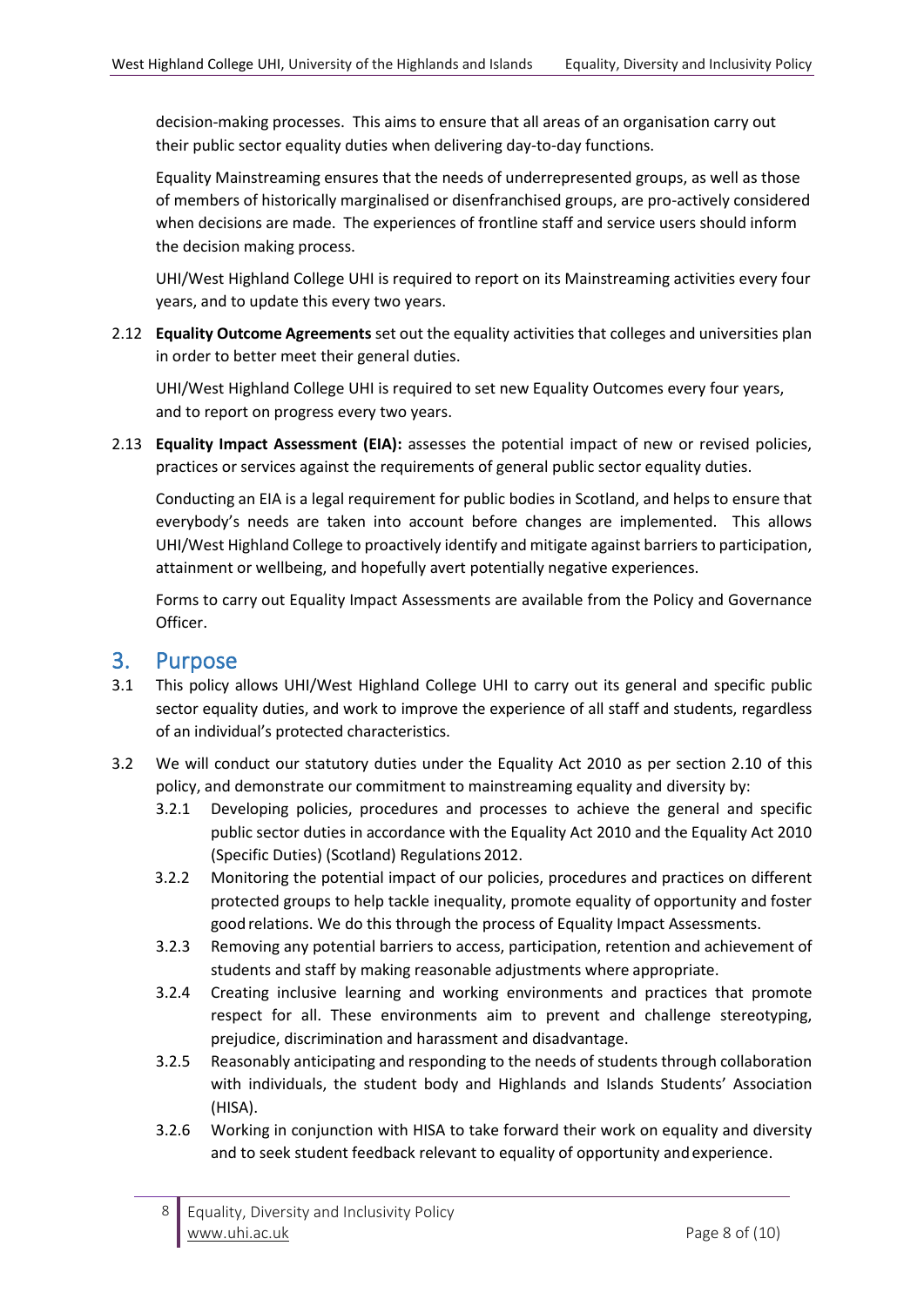decision-making processes. This aims to ensure that all areas of an organisation carry out their public sector equality duties when delivering day-to-day functions.

Equality Mainstreaming ensures that the needs of underrepresented groups, as well as those of members of historically marginalised or disenfranchised groups, are pro-actively considered when decisions are made. The experiences of frontline staff and service users should inform the decision making process.

UHI/West Highland College UHI is required to report on its Mainstreaming activities every four years, and to update this every two years.

2.12 **Equality Outcome Agreements** set out the equality activities that colleges and universities plan in order to better meet their general duties.

UHI/West Highland College UHI is required to set new Equality Outcomes every four years, and to report on progress every two years.

2.13 **Equality Impact Assessment (EIA):** assesses the potential impact of new or revised policies, practices or services against the requirements of general public sector equality duties.

Conducting an EIA is a legal requirement for public bodies in Scotland, and helps to ensure that everybody's needs are taken into account before changes are implemented. This allows UHI/West Highland College to proactively identify and mitigate against barriers to participation, attainment or wellbeing, and hopefully avert potentially negative experiences.

Forms to carry out Equality Impact Assessments are available from the Policy and Governance Officer.

## 3. Purpose

3.1 This policy allows UHI/West Highland College UHI to carry out its general and specific public sector equality duties, and work to improve the experience of all staff and students, regardless of an individual's protected characteristics.

3.2 We will conduct our statutory duties under the Equality Act 2010 as per section 2.10 of this policy, and demonstrate our commitment to mainstreaming equality and diversity by:

3.2.1 Developing policies, procedures and processes to achieve the general and specific public sector duties in accordance with the Equality Act 2010 and the Equality Act 2010 (Specific Duties) (Scotland) Regulations 2012.

3.2.2 Monitoring the potential impact of our policies, procedures and practices on different protected groups to help tackle inequality, promote equality of opportunity and foster good relations. We do this through the process of Equality Impact Assessments.

3.2.3 Removing any potential barriers to access, participation, retention and achievement of students and staff by making reasonable adjustments where appropriate.

3.2.4 Creating inclusive learning and working environments and practices that promote respect for all. These environments aim to prevent and challenge stereotyping, prejudice, discrimination and harassment and disadvantage.

3.2.5 Reasonably anticipating and responding to the needs of students through collaboration with individuals, the student body and Highlands and Islands Students' Association (HISA).

3.2.6 Working in conjunction with HISA to take forward their work on equality and diversity and to seek student feedback relevant to equality of opportunity and experience.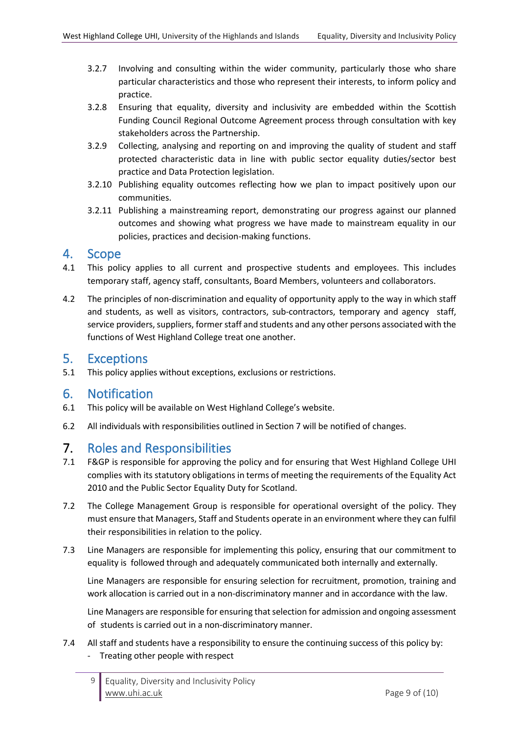3.2.7 Involving and consulting within the wider community, particularly those who share particular characteristics and those who represent their interests, to inform policy and practice.

3.2.8 Ensuring that equality, diversity and inclusivity are embedded within the Scottish Funding Council Regional Outcome Agreement process through consultation with key stakeholders across the Partnership.

3.2.9 Collecting, analysing and reporting on and improving the quality of student and staff protected characteristic data in line with public sector equality duties/sector best practice and Data Protection legislation.

3.2.10 Publishing equality outcomes reflecting how we plan to impact positively upon our communities.

3.2.11 Publishing a mainstreaming report, demonstrating our progress against our planned outcomes and showing what progress we have made to mainstream equality in our policies, practices and decision-making functions.

## 4. Scope

4.1 This policy applies to all current and prospective students and employees. This includes temporary staff, agency staff, consultants, Board Members, volunteers and collaborators.

4.2 The principles of non-discrimination and equality of opportunity apply to the way in which staff and students, as well as visitors, contractors, sub-contractors, temporary and agency staff, service providers, suppliers, former staff and students and any other persons associated with the functions of West Highland College treat one another.

## 5. Exceptions

5.1 This policy applies without exceptions, exclusions or restrictions.

## 6. Notification

6.1 This policy will be available on West Highland College's website.

6.2 All individuals with responsibilities outlined in Section 7 will be notified of changes.

## 7. Roles and Responsibilities

7.1 F&GP is responsible for approving the policy and for ensuring that West Highland College UHI complies with its statutory obligations in terms of meeting the requirements of the Equality Act 2010 and the Public Sector Equality Duty for Scotland.

7.2 The College Management Group is responsible for operational oversight of the policy. They must ensure that Managers, Staff and Students operate in an environment where they can fulfil their responsibilities in relation to the policy.

7.3 Line Managers are responsible for implementing this policy, ensuring that our commitment to equality is followed through and adequately communicated both internally and externally.

Line Managers are responsible for ensuring selection for recruitment, promotion, training and work allocation is carried out in a non-discriminatory manner and in accordance with the law.

Line Managers are responsible for ensuring that selection for admission and ongoing assessment of students is carried out in a non-discriminatory manner.

7.4 All staff and students have a responsibility to ensure the continuing success of this policy by:

- Treating other people with respect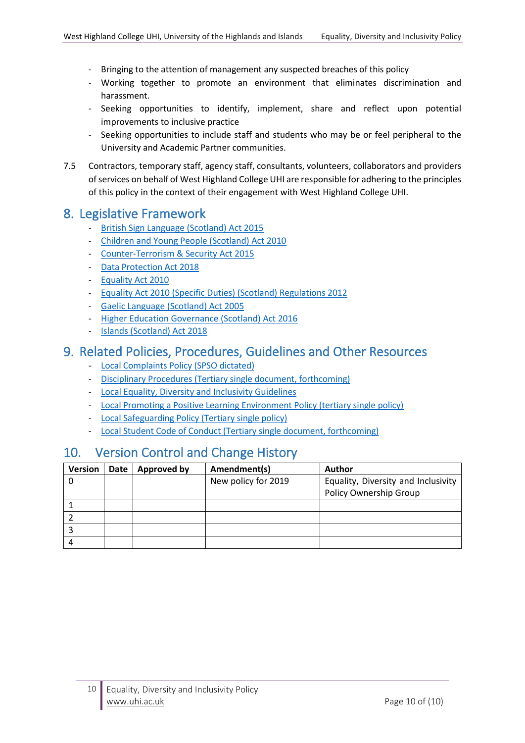- Bringing to the attention of management any suspected breaches of this policy
- Working together to promote an environment that eliminates discrimination and harassment.
- Seeking opportunities to identify, implement, share and reflect upon potential improvements to inclusive practice
- Seeking opportunities to include staff and students who may be or feel peripheral to the University and Academic Partner communities.

7.5 Contractors, temporary staff, agency staff, consultants, volunteers, collaborators and providers of services on behalf of West Highland College UHI are responsible for adhering to the principles of this policy in the context of their engagement with West Highland College UHI.

## 8. Legislative Framework

- British Sign Language (Scotland) Act 2015
- Children and Young People (Scotland) Act 2010
- Counter-Terrorism & Security Act 2015
- Data Protection Act 2018
- Equality Act 2010
- Equality Act 2010 (Specific Duties) (Scotland) Regulations 2012
- Gaelic Language (Scotland) Act 2005
- Higher Education Governance (Scotland) Act 2016
- Islands (Scotland) Act 2018

## 9. Related Policies, Procedures, Guidelines and Other Resources

- Local Complaints Policy (SPSO dictated)
- Disciplinary Procedures (Tertiary single document, forthcoming)
- Local Equality, Diversity and Inclusivity Guidelines
- Local Promoting a Positive Learning Environment Policy (tertiary single policy)
- Local Safeguarding Policy (Tertiary single policy)
- Local Student Code of Conduct (Tertiary single document, forthcoming)

## 10. Version Control and Change History

| Version | Date | Approved by | Amendment(s) | Author |
|---|---|---|---|---|
| 0 | | | New policy for 2019 | Equality, Diversity and Inclusivity Policy Ownership Group |
| 1 | | | | |
| 2 | | | | |
| 3 | | | | |
| 4 | | | | |